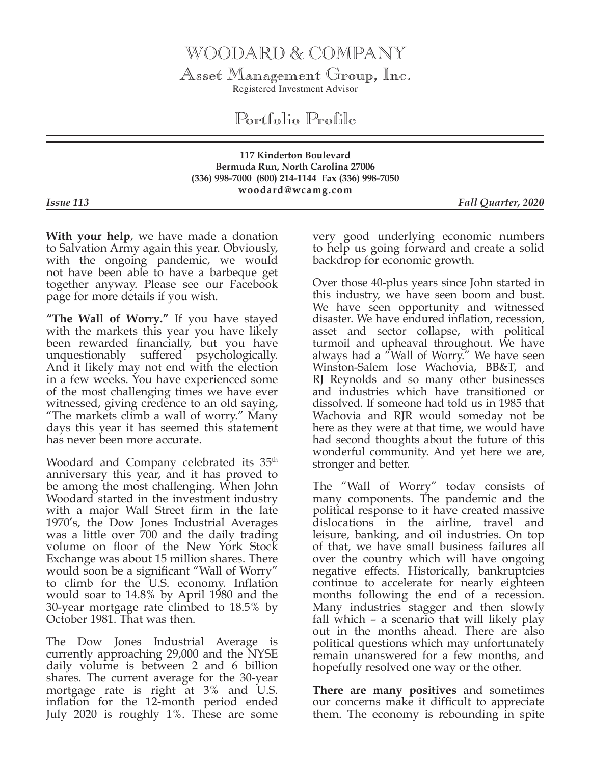# WOODARD & COMPANY

## Asset Management Group, Inc.

Registered Investment Advisor

## Portfolio Profile

**117 Kinderton Boulevard**
**Bermuda Run, North Carolina 27006**
**(336) 998-7000 (800) 214-1144 Fax (336) 998-7050**
**woodard@wcamg.com**

***Issue 113*** ***Fall Quarter, 2020***

**With your help**, we have made a donation to Salvation Army again this year. Obviously, with the ongoing pandemic, we would not have been able to have a barbeque get together anyway. Please see our Facebook page for more details if you wish.

**"The Wall of Worry."** If you have stayed with the markets this year you have likely been rewarded financially, but you have unquestionably suffered psychologically. And it likely may not end with the election in a few weeks. You have experienced some of the most challenging times we have ever witnessed, giving credence to an old saying, "The markets climb a wall of worry." Many days this year it has seemed this statement has never been more accurate.

Woodard and Company celebrated its 35th anniversary this year, and it has proved to be among the most challenging. When John Woodard started in the investment industry with a major Wall Street firm in the late 1970's, the Dow Jones Industrial Averages was a little over 700 and the daily trading volume on floor of the New York Stock Exchange was about 15 million shares. There would soon be a significant "Wall of Worry" to climb for the U.S. economy. Inflation would soar to 14.8% by April 1980 and the 30-year mortgage rate climbed to 18.5% by October 1981. That was then.

The Dow Jones Industrial Average is currently approaching 29,000 and the NYSE daily volume is between 2 and 6 billion shares. The current average for the 30-year mortgage rate is right at 3% and U.S. inflation for the 12-month period ended July 2020 is roughly 1%. These are some very good underlying economic numbers to help us going forward and create a solid backdrop for economic growth.

Over those 40-plus years since John started in this industry, we have seen boom and bust. We have seen opportunity and witnessed disaster. We have endured inflation, recession, asset and sector collapse, with political turmoil and upheaval throughout. We have always had a "Wall of Worry." We have seen Winston-Salem lose Wachovia, BB&T, and RJ Reynolds and so many other businesses and industries which have transitioned or dissolved. If someone had told us in 1985 that Wachovia and RJR would someday not be here as they were at that time, we would have had second thoughts about the future of this wonderful community. And yet here we are, stronger and better.

The "Wall of Worry" today consists of many components. The pandemic and the political response to it have created massive dislocations in the airline, travel and leisure, banking, and oil industries. On top of that, we have small business failures all over the country which will have ongoing negative effects. Historically, bankruptcies continue to accelerate for nearly eighteen months following the end of a recession. Many industries stagger and then slowly fall which – a scenario that will likely play out in the months ahead. There are also political questions which may unfortunately remain unanswered for a few months, and hopefully resolved one way or the other.

**There are many positives** and sometimes our concerns make it difficult to appreciate them. The economy is rebounding in spite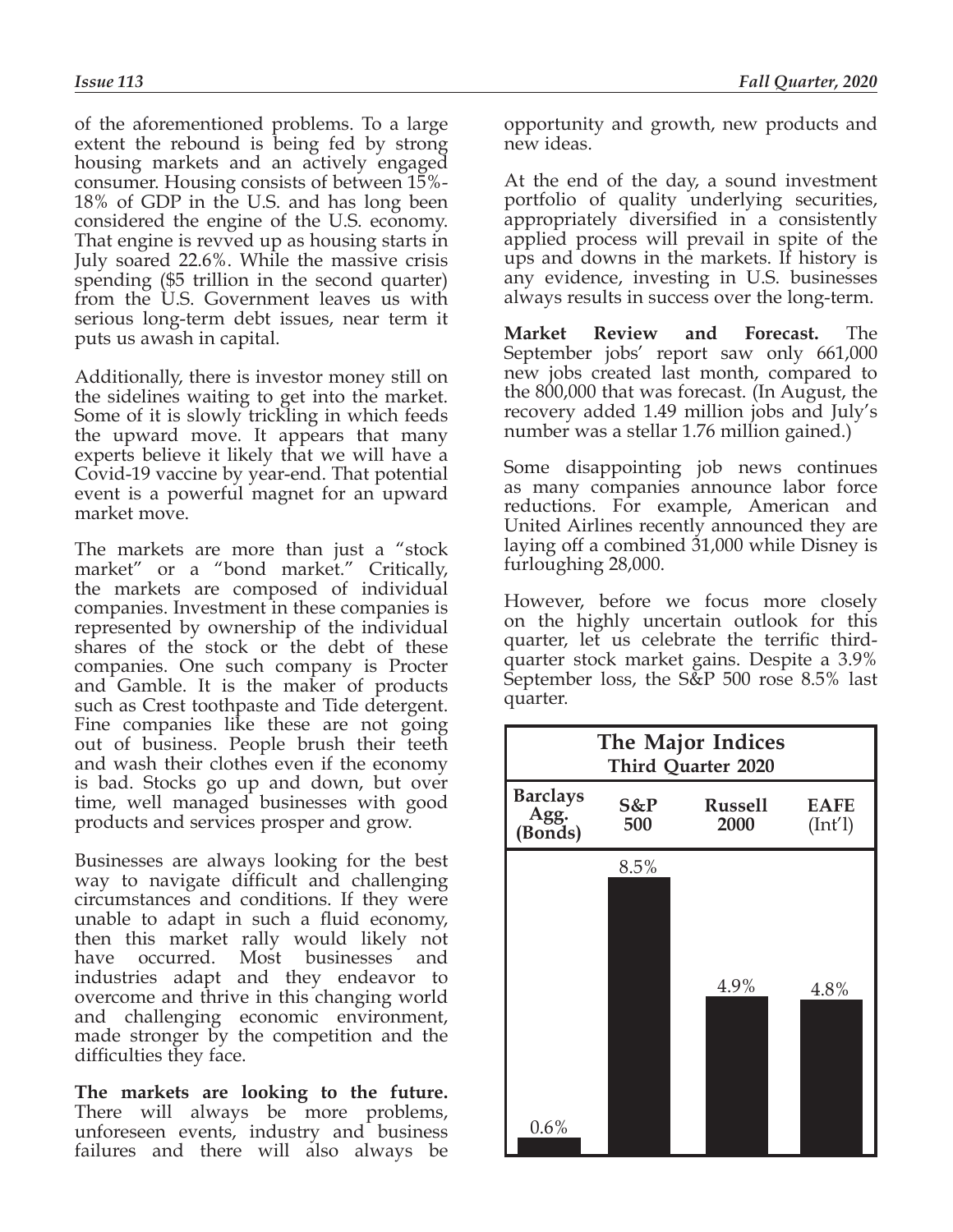of the aforementioned problems. To a large extent the rebound is being fed by strong housing markets and an actively engaged consumer. Housing consists of between 15%-18% of GDP in the U.S. and has long been considered the engine of the U.S. economy. That engine is revved up as housing starts in July soared 22.6%. While the massive crisis spending ($5 trillion in the second quarter) from the U.S. Government leaves us with serious long-term debt issues, near term it puts us awash in capital.

Additionally, there is investor money still on the sidelines waiting to get into the market. Some of it is slowly trickling in which feeds the upward move. It appears that many experts believe it likely that we will have a Covid-19 vaccine by year-end. That potential event is a powerful magnet for an upward market move.

The markets are more than just a "stock market" or a "bond market." Critically, the markets are composed of individual companies. Investment in these companies is represented by ownership of the individual shares of the stock or the debt of these companies. One such company is Procter and Gamble. It is the maker of products such as Crest toothpaste and Tide detergent. Fine companies like these are not going out of business. People brush their teeth and wash their clothes even if the economy is bad. Stocks go up and down, but over time, well managed businesses with good products and services prosper and grow.

Businesses are always looking for the best way to navigate difficult and challenging circumstances and conditions. If they were unable to adapt in such a fluid economy, then this market rally would likely not have occurred. Most businesses and industries adapt and they endeavor to overcome and thrive in this changing world and challenging economic environment, made stronger by the competition and the difficulties they face.

**The markets are looking to the future.** There will always be more problems, unforeseen events, industry and business failures and there will also always be opportunity and growth, new products and new ideas.

At the end of the day, a sound investment portfolio of quality underlying securities, appropriately diversified in a consistently applied process will prevail in spite of the ups and downs in the markets. If history is any evidence, investing in U.S. businesses always results in success over the long-term.

**Market Review and Forecast.** The September jobs' report saw only 661,000 new jobs created last month, compared to the 800,000 that was forecast. (In August, the recovery added 1.49 million jobs and July's number was a stellar 1.76 million gained.)

Some disappointing job news continues as many companies announce labor force reductions. For example, American and United Airlines recently announced they are laying off a combined 31,000 while Disney is furloughing 28,000.

However, before we focus more closely on the highly uncertain outlook for this quarter, let us celebrate the terrific third-quarter stock market gains. Despite a 3.9% September loss, the S&P 500 rose 8.5% last quarter.

**The Major Indices**
**Third Quarter 2020**

Barclays Agg. (Bonds) 0.6%
S&P 500 8.5%
Russell 2000 4.9%
EAFE (Int'l) 4.8%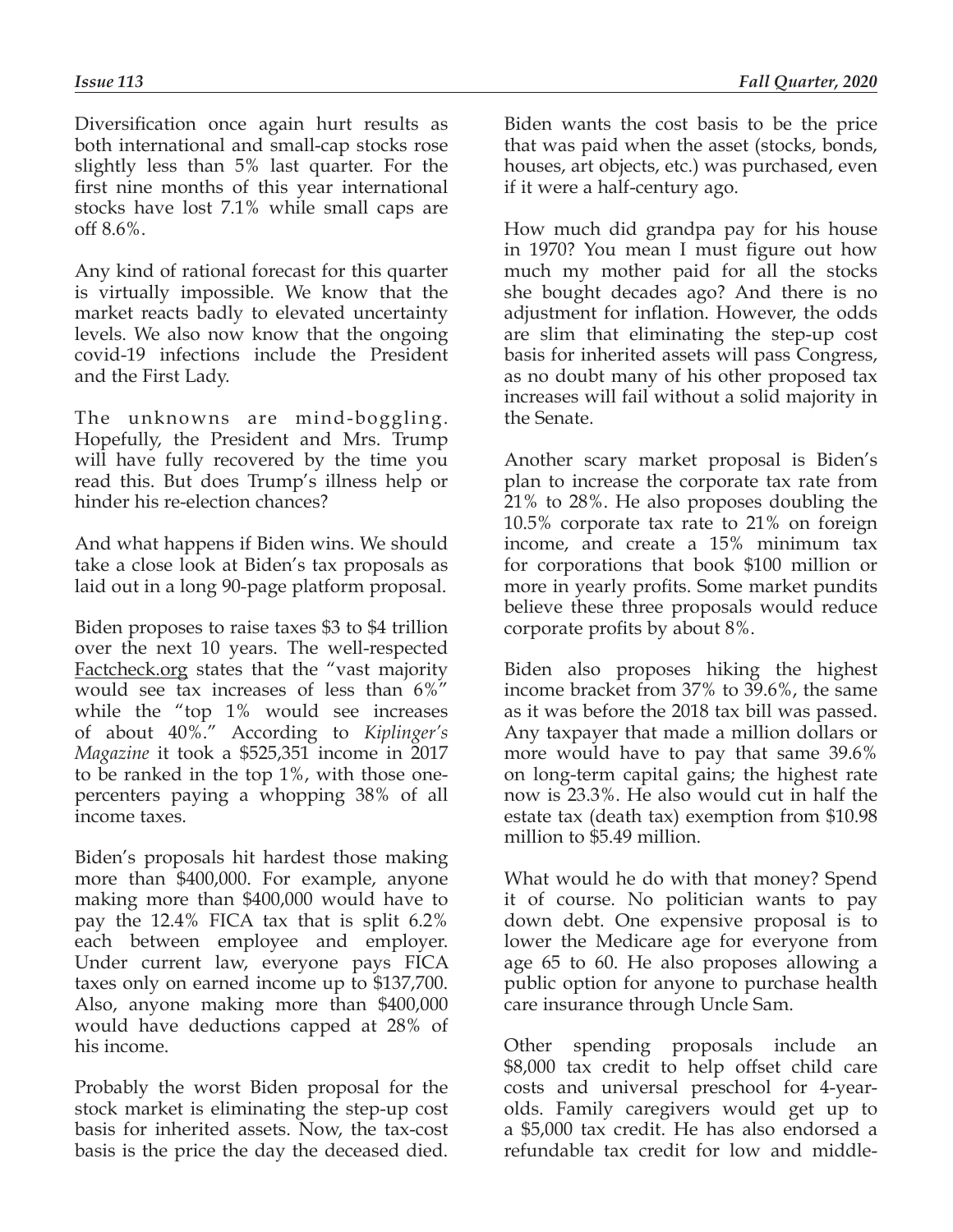Diversification once again hurt results as both international and small-cap stocks rose slightly less than 5% last quarter. For the first nine months of this year international stocks have lost 7.1% while small caps are off 8.6%.

Any kind of rational forecast for this quarter is virtually impossible. We know that the market reacts badly to elevated uncertainty levels. We also now know that the ongoing covid-19 infections include the President and the First Lady.

The unknowns are mind-boggling. Hopefully, the President and Mrs. Trump will have fully recovered by the time you read this. But does Trump's illness help or hinder his re-election chances?

And what happens if Biden wins. We should take a close look at Biden's tax proposals as laid out in a long 90-page platform proposal.

Biden proposes to raise taxes $3 to $4 trillion over the next 10 years. The well-respected Factcheck.org states that the "vast majority would see tax increases of less than 6%" while the "top 1% would see increases of about 40%." According to *Kiplinger's Magazine* it took a $525,351 income in 2017 to be ranked in the top 1%, with those one-percenters paying a whopping 38% of all income taxes.

Biden's proposals hit hardest those making more than $400,000. For example, anyone making more than $400,000 would have to pay the 12.4% FICA tax that is split 6.2% each between employee and employer. Under current law, everyone pays FICA taxes only on earned income up to $137,700. Also, anyone making more than $400,000 would have deductions capped at 28% of his income.

Probably the worst Biden proposal for the stock market is eliminating the step-up cost basis for inherited assets. Now, the tax-cost basis is the price the day the deceased died. Biden wants the cost basis to be the price that was paid when the asset (stocks, bonds, houses, art objects, etc.) was purchased, even if it were a half-century ago.

How much did grandpa pay for his house in 1970? You mean I must figure out how much my mother paid for all the stocks she bought decades ago? And there is no adjustment for inflation. However, the odds are slim that eliminating the step-up cost basis for inherited assets will pass Congress, as no doubt many of his other proposed tax increases will fail without a solid majority in the Senate.

Another scary market proposal is Biden's plan to increase the corporate tax rate from 21% to 28%. He also proposes doubling the 10.5% corporate tax rate to 21% on foreign income, and create a 15% minimum tax for corporations that book $100 million or more in yearly profits. Some market pundits believe these three proposals would reduce corporate profits by about 8%.

Biden also proposes hiking the highest income bracket from 37% to 39.6%, the same as it was before the 2018 tax bill was passed. Any taxpayer that made a million dollars or more would have to pay that same 39.6% on long-term capital gains; the highest rate now is 23.3%. He also would cut in half the estate tax (death tax) exemption from $10.98 million to $5.49 million.

What would he do with that money? Spend it of course. No politician wants to pay down debt. One expensive proposal is to lower the Medicare age for everyone from age 65 to 60. He also proposes allowing a public option for anyone to purchase health care insurance through Uncle Sam.

Other spending proposals include an $8,000 tax credit to help offset child care costs and universal preschool for 4-year-olds. Family caregivers would get up to a $5,000 tax credit. He has also endorsed a refundable tax credit for low and middle-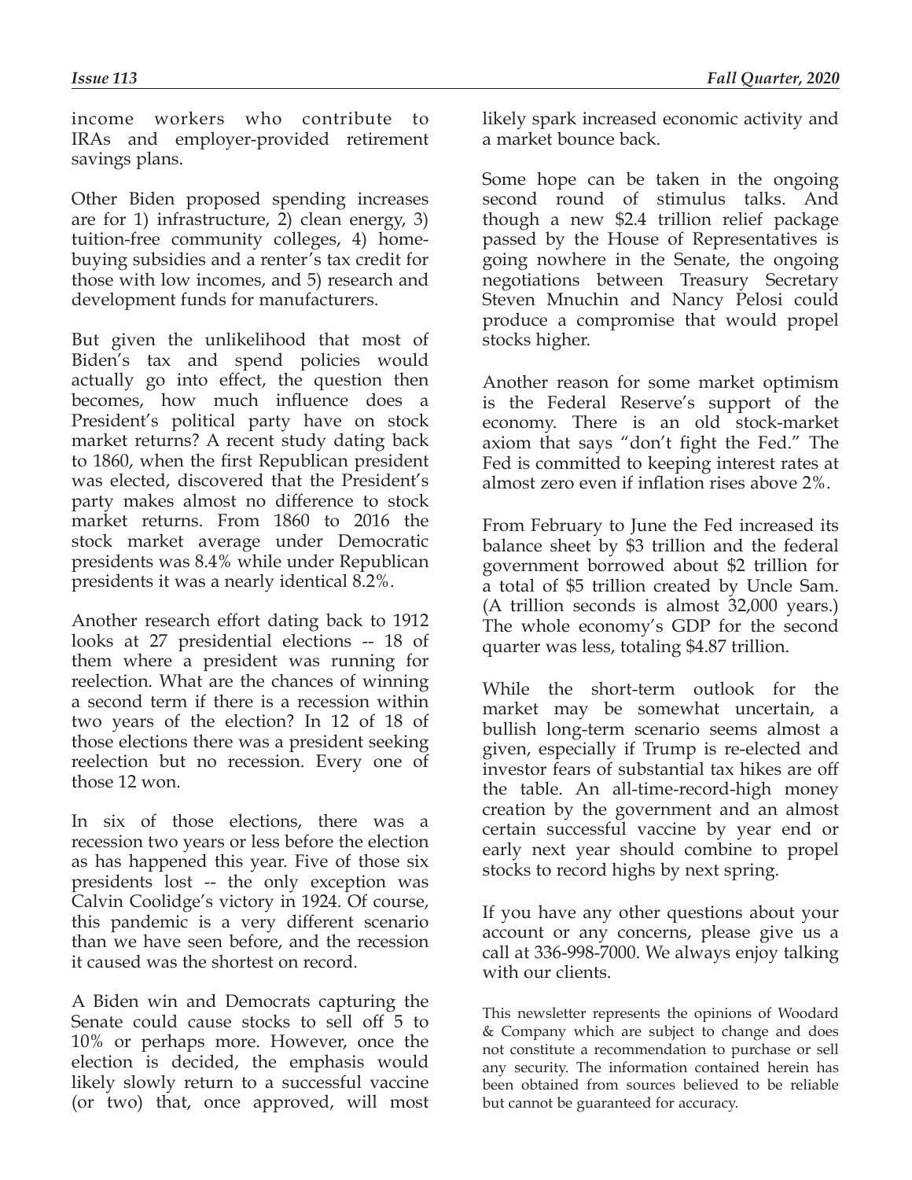income workers who contribute to IRAs and employer-provided retirement savings plans.

Other Biden proposed spending increases are for 1) infrastructure, 2) clean energy, 3) tuition-free community colleges, 4) home-buying subsidies and a renter's tax credit for those with low incomes, and 5) research and development funds for manufacturers.

But given the unlikelihood that most of Biden's tax and spend policies would actually go into effect, the question then becomes, how much influence does a President's political party have on stock market returns? A recent study dating back to 1860, when the first Republican president was elected, discovered that the President's party makes almost no difference to stock market returns. From 1860 to 2016 the stock market average under Democratic presidents was 8.4% while under Republican presidents it was a nearly identical 8.2%.

Another research effort dating back to 1912 looks at 27 presidential elections -- 18 of them where a president was running for reelection. What are the chances of winning a second term if there is a recession within two years of the election? In 12 of 18 of those elections there was a president seeking reelection but no recession. Every one of those 12 won.

In six of those elections, there was a recession two years or less before the election as has happened this year. Five of those six presidents lost -- the only exception was Calvin Coolidge's victory in 1924. Of course, this pandemic is a very different scenario than we have seen before, and the recession it caused was the shortest on record.

A Biden win and Democrats capturing the Senate could cause stocks to sell off 5 to 10% or perhaps more. However, once the election is decided, the emphasis would likely slowly return to a successful vaccine (or two) that, once approved, will most likely spark increased economic activity and a market bounce back.

Some hope can be taken in the ongoing second round of stimulus talks. And though a new $2.4 trillion relief package passed by the House of Representatives is going nowhere in the Senate, the ongoing negotiations between Treasury Secretary Steven Mnuchin and Nancy Pelosi could produce a compromise that would propel stocks higher.

Another reason for some market optimism is the Federal Reserve's support of the economy. There is an old stock-market axiom that says "don't fight the Fed." The Fed is committed to keeping interest rates at almost zero even if inflation rises above 2%.

From February to June the Fed increased its balance sheet by $3 trillion and the federal government borrowed about $2 trillion for a total of $5 trillion created by Uncle Sam. (A trillion seconds is almost 32,000 years.) The whole economy's GDP for the second quarter was less, totaling $4.87 trillion.

While the short-term outlook for the market may be somewhat uncertain, a bullish long-term scenario seems almost a given, especially if Trump is re-elected and investor fears of substantial tax hikes are off the table. An all-time-record-high money creation by the government and an almost certain successful vaccine by year end or early next year should combine to propel stocks to record highs by next spring.

If you have any other questions about your account or any concerns, please give us a call at 336-998-7000. We always enjoy talking with our clients.

This newsletter represents the opinions of Woodard & Company which are subject to change and does not constitute a recommendation to purchase or sell any security. The information contained herein has been obtained from sources believed to be reliable but cannot be guaranteed for accuracy.